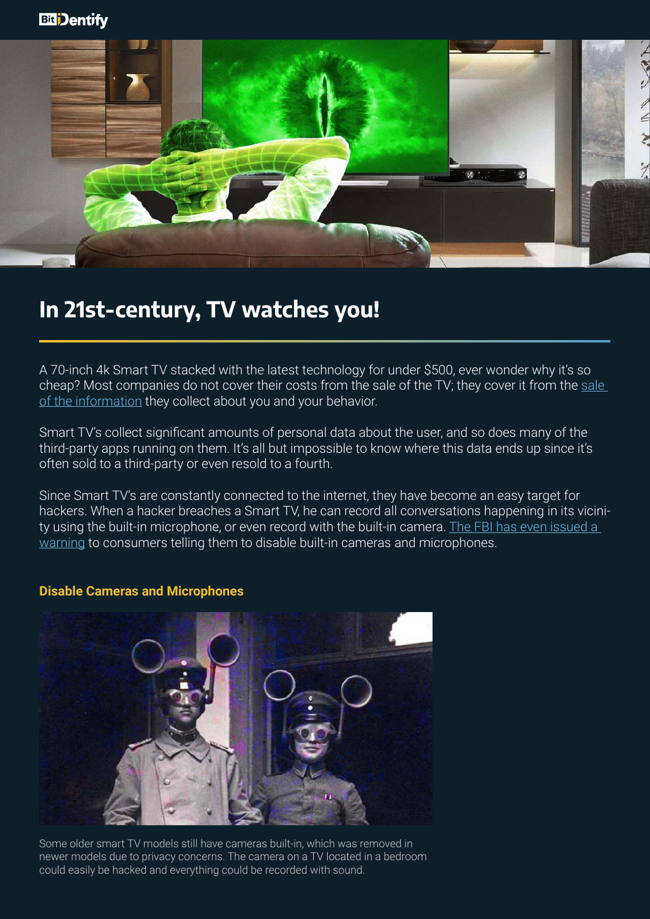# In 21st-century, TV watches you!

A 70-inch 4k Smart TV stacked with the latest technology for under $500, ever wonder why it's so cheap? Most companies do not cover their costs from the sale of the TV; they cover it from the sale of the information they collect about you and your behavior.

Smart TV's collect significant amounts of personal data about the user, and so does many of the third-party apps running on them. It's all but impossible to know where this data ends up since it's often sold to a third-party or even resold to a fourth.

Since Smart TV's are constantly connected to the internet, they have become an easy target for hackers. When a hacker breaches a Smart TV, he can record all conversations happening in its vicinity using the built-in microphone, or even record with the built-in camera. The FBI has even issued a warning to consumers telling them to disable built-in cameras and microphones.

### Disable Cameras and Microphones

Some older smart TV models still have cameras built-in, which was removed in newer models due to privacy concerns. The camera on a TV located in a bedroom could easily be hacked and everything could be recorded with sound.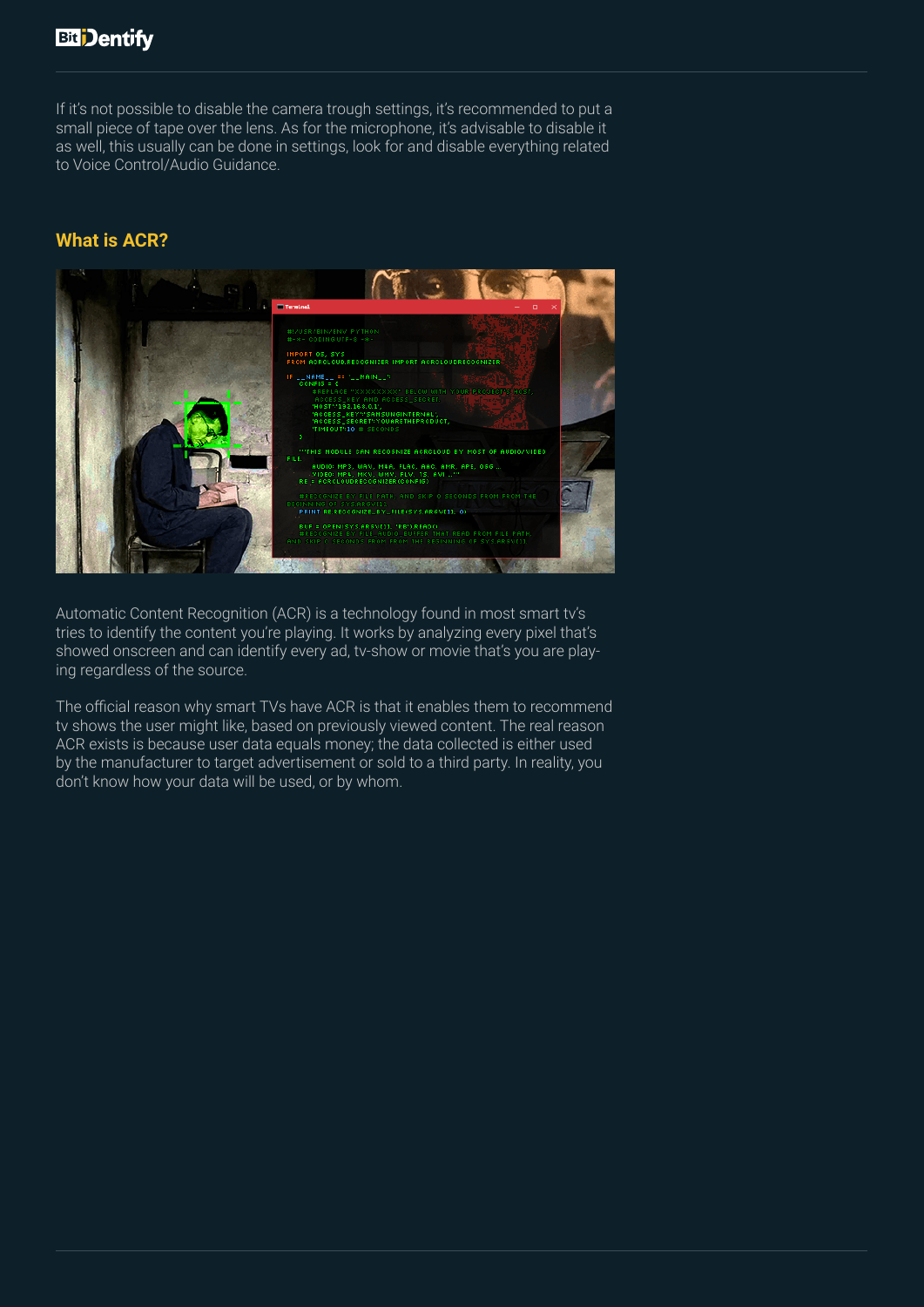If it's not possible to disable the camera trough settings, it's recommended to put a small piece of tape over the lens. As for the microphone, it's advisable to disable it as well, this usually can be done in settings, look for and disable everything related to Voice Control/Audio Guidance.

## What is ACR?

Automatic Content Recognition (ACR) is a technology found in most smart tv's tries to identify the content you're playing. It works by analyzing every pixel that's showed onscreen and can identify every ad, tv-show or movie that's you are playing regardless of the source.

The official reason why smart TVs have ACR is that it enables them to recommend tv shows the user might like, based on previously viewed content. The real reason ACR exists is because user data equals money; the data collected is either used by the manufacturer to target advertisement or sold to a third party. In reality, you don't know how your data will be used, or by whom.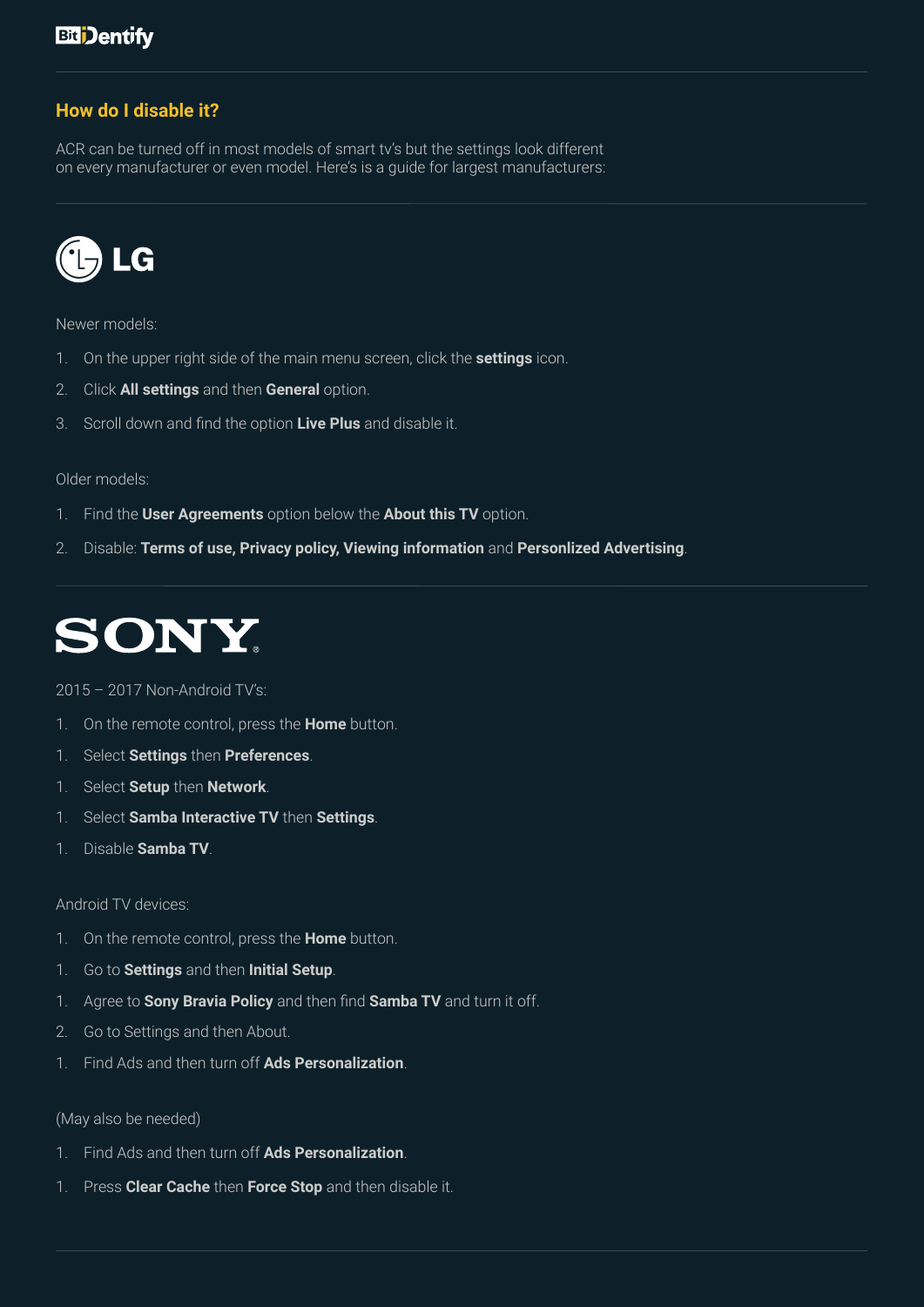## How do I disable it?

ACR can be turned off in most models of smart tv's but the settings look different on every manufacturer or even model. Here's is a guide for largest manufacturers:

### LG

Newer models:

1. On the upper right side of the main menu screen, click the **settings** icon.
2. Click **All settings** and then **General** option.
3. Scroll down and find the option **Live Plus** and disable it.

Older models:

1. Find the **User Agreements** option below the **About this TV** option.
2. Disable: **Terms of use, Privacy policy, Viewing information** and **Personlized Advertising**.

### SONY

2015 – 2017 Non-Android TV's:

1. On the remote control, press the **Home** button.
1. Select **Settings** then **Preferences**.
1. Select **Setup** then **Network**.
1. Select **Samba Interactive TV** then **Settings**.
1. Disable **Samba TV**.

Android TV devices:

1. On the remote control, press the **Home** button.
1. Go to **Settings** and then **Initial Setup**.
1. Agree to **Sony Bravia Policy** and then find **Samba TV** and turn it off.
2. Go to Settings and then About.
1. Find Ads and then turn off **Ads Personalization**.

(May also be needed)

1. Find Ads and then turn off **Ads Personalization**.
1. Press **Clear Cache** then **Force Stop** and then disable it.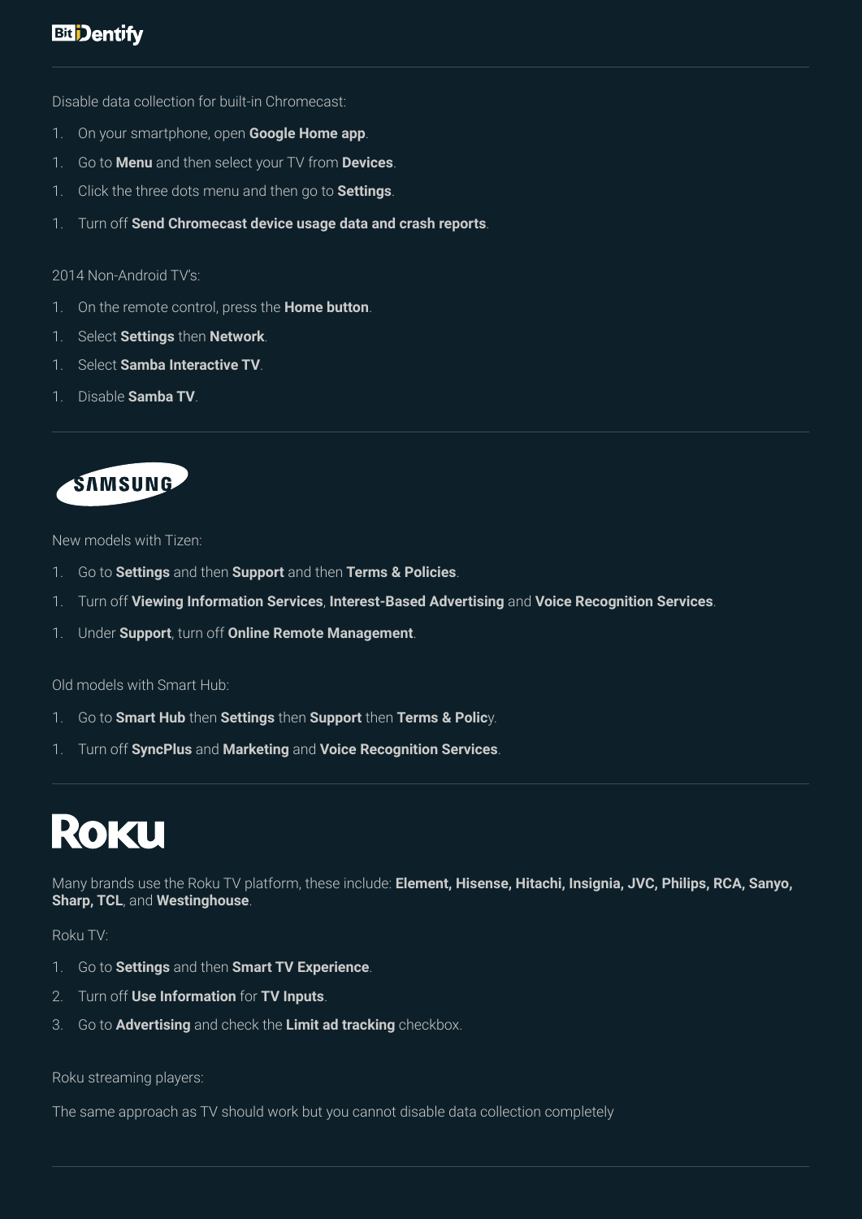Disable data collection for built-in Chromecast:

1. On your smartphone, open **Google Home app**.
1. Go to **Menu** and then select your TV from **Devices**.
1. Click the three dots menu and then go to **Settings**.
1. Turn off **Send Chromecast device usage data and crash reports**.

2014 Non-Android TV's:

1. On the remote control, press the **Home button**.
1. Select **Settings** then **Network**.
1. Select **Samba Interactive TV**.
1. Disable **Samba TV**.

---

## SAMSUNG

New models with Tizen:

1. Go to **Settings** and then **Support** and then **Terms & Policies**.
1. Turn off **Viewing Information Services**, **Interest-Based Advertising** and **Voice Recognition Services**.
1. Under **Support**, turn off **Online Remote Management**.

Old models with Smart Hub:

1. Go to **Smart Hub** then **Settings** then **Support** then **Terms & Polic**y.
1. Turn off **SyncPlus** and **Marketing** and **Voice Recognition Services**.

---

## Roku

Many brands use the Roku TV platform, these include: **Element, Hisense, Hitachi, Insignia, JVC, Philips, RCA, Sanyo, Sharp, TCL**, and **Westinghouse**.

Roku TV:

1. Go to **Settings** and then **Smart TV Experience**.
2. Turn off **Use Information** for **TV Inputs**.
3. Go to **Advertising** and check the **Limit ad tracking** checkbox.

Roku streaming players:

The same approach as TV should work but you cannot disable data collection completely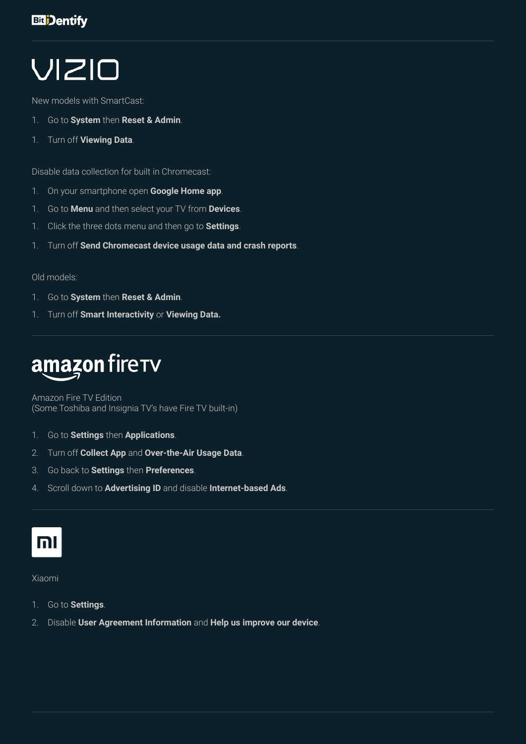# VIZIO

New models with SmartCast:

1. Go to **System** then **Reset & Admin**.
1. Turn off **Viewing Data**.

Disable data collection for built in Chromecast:

1. On your smartphone open **Google Home app**.
1. Go to **Menu** and then select your TV from **Devices**.
1. Click the three dots menu and then go to **Settings**.
1. Turn off **Send Chromecast device usage data and crash reports**.

Old models:

1. Go to **System** then **Reset & Admin**.
1. Turn off **Smart Interactivity** or **Viewing Data.**

# amazon fireTV

Amazon Fire TV Edition
(Some Toshiba and Insignia TV's have Fire TV built-in)

1. Go to **Settings** then **Applications**.
2. Turn off **Collect App** and **Over-the-Air Usage Data**.
3. Go back to **Settings** then **Preferences**.
4. Scroll down to **Advertising ID** and disable **Internet-based Ads**.

# mi

Xiaomi

1. Go to **Settings**.
2. Disable **User Agreement Information** and **Help us improve our device**.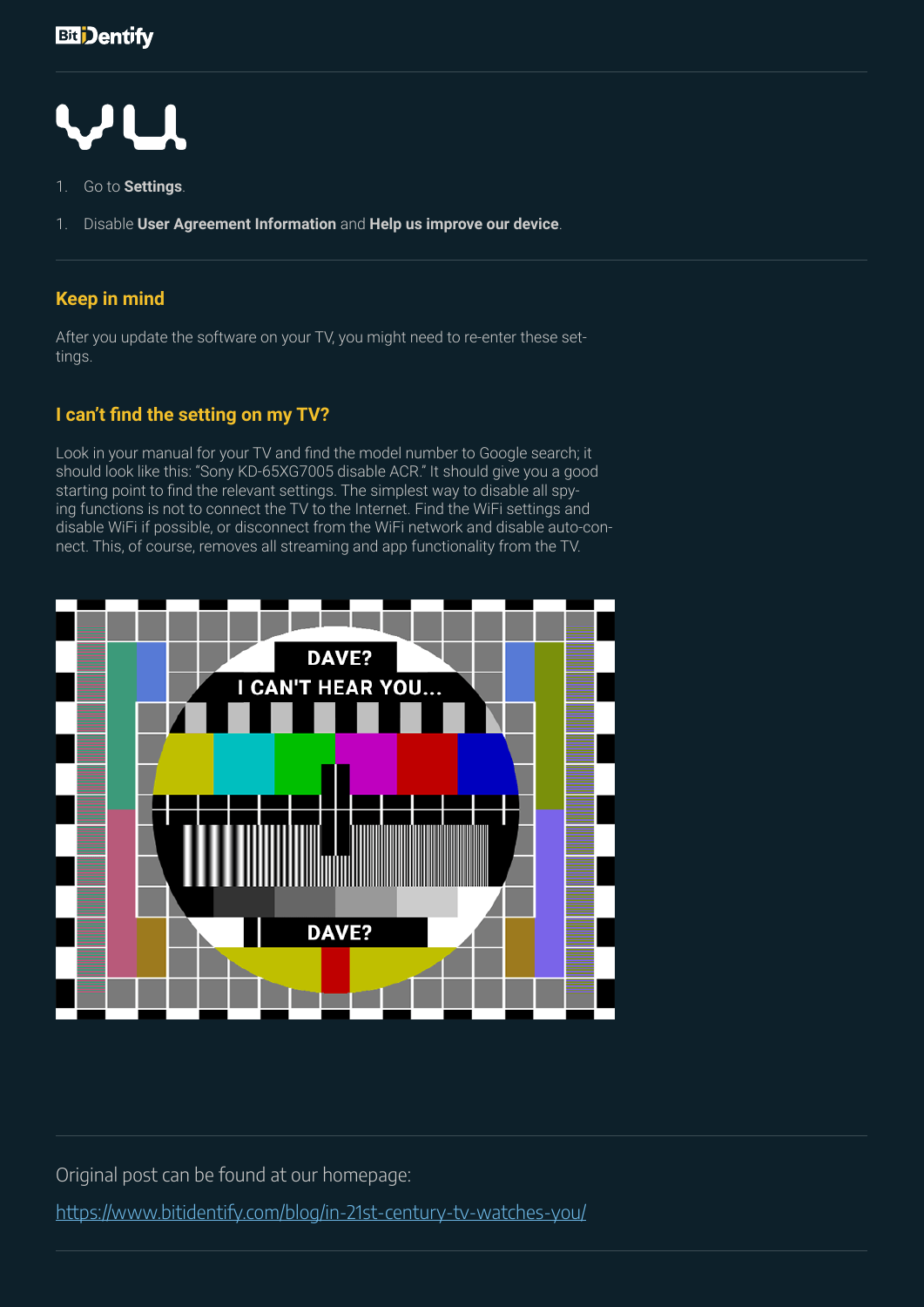# VU

1. Go to **Settings**.

1. Disable **User Agreement Information** and **Help us improve our device**.

## Keep in mind

After you update the software on your TV, you might need to re-enter these settings.

## I can't find the setting on my TV?

Look in your manual for your TV and find the model number to Google search; it should look like this: "Sony KD-65XG7005 disable ACR." It should give you a good starting point to find the relevant settings. The simplest way to disable all spying functions is not to connect the TV to the Internet. Find the WiFi settings and disable WiFi if possible, or disconnect from the WiFi network and disable auto-connect. This, of course, removes all streaming and app functionality from the TV.

Original post can be found at our homepage:

https://www.bitidentify.com/blog/in-21st-century-tv-watches-you/